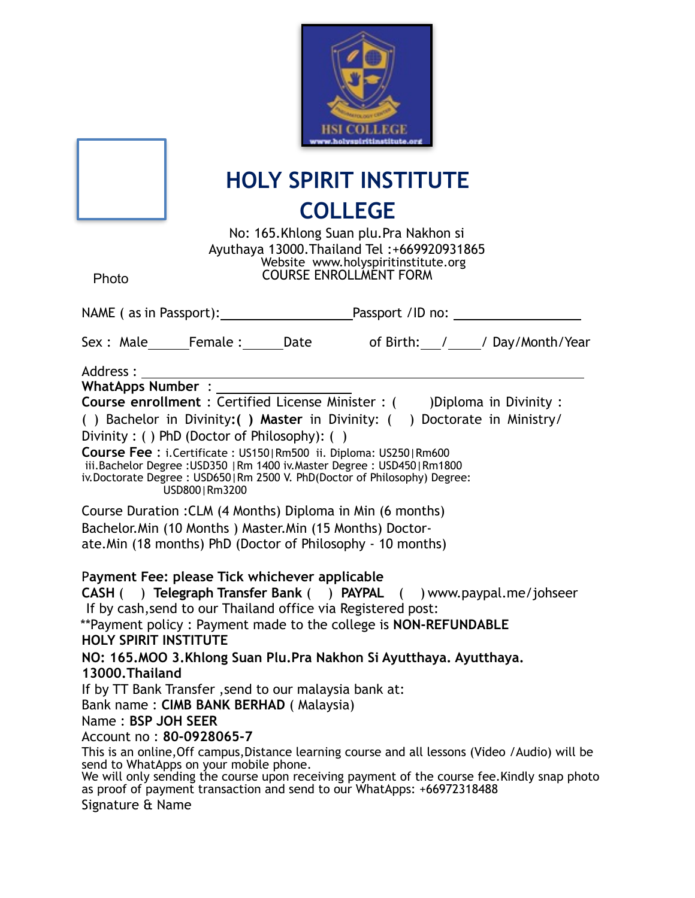# HOLY SPIRIT INSTITUTE COLLEGE

No: 165.Khlong Suan plu.Pra Nakhon si Ayuthaya 13000.Thailand Tel :+669920931865
Website www.holyspiritinstitute.org

Photo

COURSE ENROLLMENT FORM

NAME ( as in Passport):________________ Passport /ID no: ________________

Sex : Male_____Female :_____Date of Birth:___/____/ Day/Month/Year

Address : ____________________________________________

**WhatApps Number** : ________________

**Course enrollment** : Certified License Minister : ( )Diploma in Divinity : ( ) Bachelor in Divinity:**( ) Master** in Divinity: ( ) Doctorate in Ministry/ Divinity : ( ) PhD (Doctor of Philosophy): ( )

**Course Fee** : i.Certificate : US150|Rm500 ii. Diploma: US250|Rm600 iii.Bachelor Degree :USD350 |Rm 1400 iv.Master Degree : USD450|Rm1800 iv.Doctorate Degree : USD650|Rm 2500 V. PhD(Doctor of Philosophy) Degree: USD800|Rm3200

Course Duration :CLM (4 Months) Diploma in Min (6 months) Bachelor.Min (10 Months ) Master.Min (15 Months) Doctorate.Min (18 months) PhD (Doctor of Philosophy - 10 months)

**Payment Fee: please Tick whichever applicable**

**CASH** ( ) **Telegraph Transfer Bank** ( ) **PAYPAL** ( ) www.paypal.me/johseer

If by cash,send to our Thailand office via Registered post:

**Payment policy : Payment made to the college is **NON-REFUNDABLE**

**HOLY SPIRIT INSTITUTE**

**NO: 165.MOO 3.Khlong Suan Plu.Pra Nakhon Si Ayutthaya. Ayutthaya. 13000.Thailand**

If by TT Bank Transfer ,send to our malaysia bank at:

Bank name : **CIMB BANK BERHAD** ( Malaysia)

Name : **BSP JOH SEER**

Account no : **80-0928065-7**

This is an online,Off campus,Distance learning course and all lessons (Video /Audio) will be send to WhatApps on your mobile phone.

We will only sending the course upon receiving payment of the course fee.Kindly snap photo as proof of payment transaction and send to our WhatApps: +66972318488

Signature & Name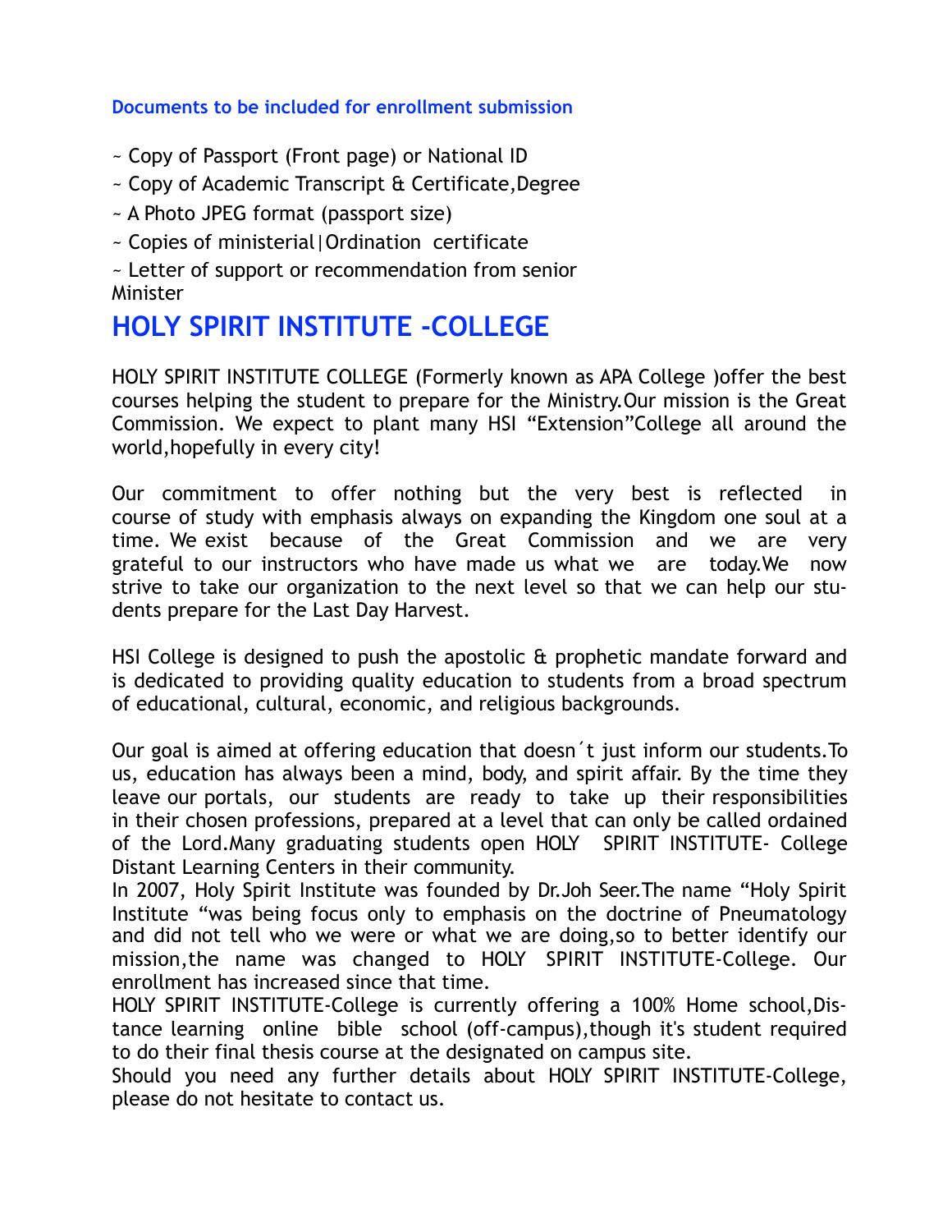**Documents to be included for enrollment submission**

~ Copy of Passport (Front page) or National ID

~ Copy of Academic Transcript & Certificate,Degree

~ A Photo JPEG format (passport size)

~ Copies of ministerial|Ordination certificate

~ Letter of support or recommendation from senior Minister

# HOLY SPIRIT INSTITUTE -COLLEGE

HOLY SPIRIT INSTITUTE COLLEGE (Formerly known as APA College )offer the best courses helping the student to prepare for the Ministry.Our mission is the Great Commission. We expect to plant many HSI "Extension"College all around the world,hopefully in every city!

Our commitment to offer nothing but the very best is reflected in course of study with emphasis always on expanding the Kingdom one soul at a time. We exist because of the Great Commission and we are very grateful to our instructors who have made us what we are today.We now strive to take our organization to the next level so that we can help our students prepare for the Last Day Harvest.

HSI College is designed to push the apostolic & prophetic mandate forward and is dedicated to providing quality education to students from a broad spectrum of educational, cultural, economic, and religious backgrounds.

Our goal is aimed at offering education that doesn´t just inform our students.To us, education has always been a mind, body, and spirit affair. By the time they leave our portals, our students are ready to take up their responsibilities in their chosen professions, prepared at a level that can only be called ordained of the Lord.Many graduating students open HOLY SPIRIT INSTITUTE- College Distant Learning Centers in their community.
In 2007, Holy Spirit Institute was founded by Dr.Joh Seer.The name "Holy Spirit Institute "was being focus only to emphasis on the doctrine of Pneumatology and did not tell who we were or what we are doing,so to better identify our mission,the name was changed to HOLY SPIRIT INSTITUTE-College. Our enrollment has increased since that time.
HOLY SPIRIT INSTITUTE-College is currently offering a 100% Home school,Distance learning online bible school (off-campus),though it's student required to do their final thesis course at the designated on campus site.
Should you need any further details about HOLY SPIRIT INSTITUTE-College, please do not hesitate to contact us.